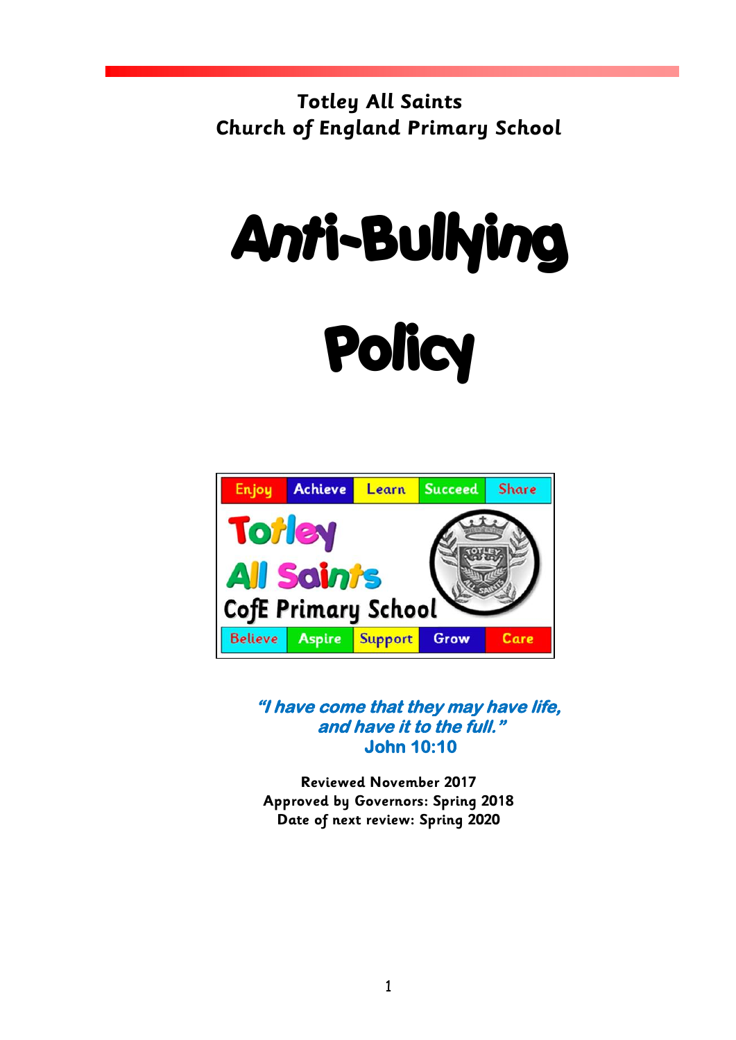**Totley All Saints**
**Church of England Primary School**

# Anti-Bullying Policy

| Enjoy | Achieve | Learn | Succeed | Share |
|---|---|---|---|---|

**Totley All Saints**
**CofE Primary School**

| Believe | Aspire | Support | Grow | Care |
|---|---|---|---|---|

***"I have come that they may have life, and have it to the full."***
**John 10:10**

**Reviewed November 2017**
**Approved by Governors: Spring 2018**
**Date of next review: Spring 2020**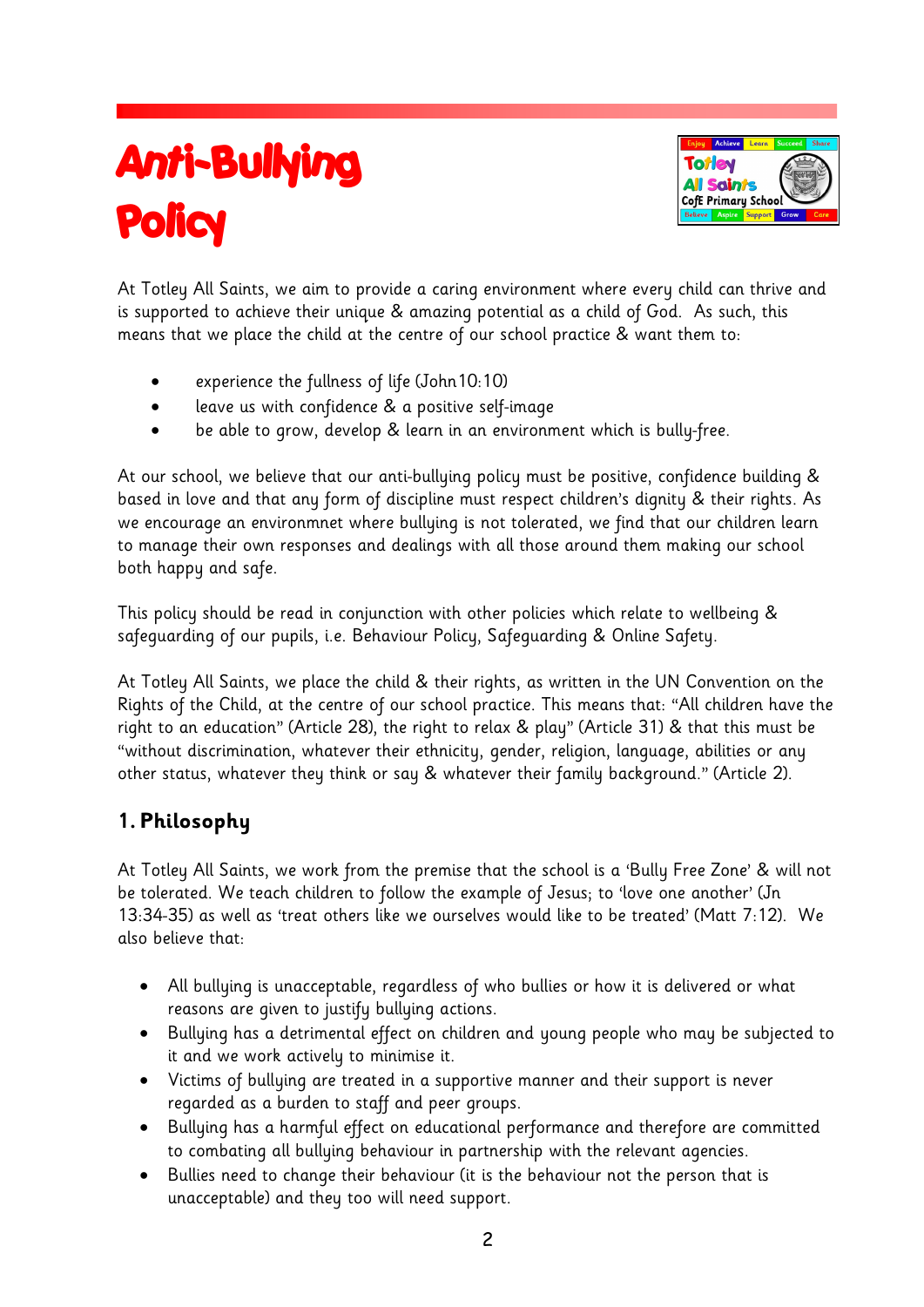# Anti-Bullying Policy

At Totley All Saints, we aim to provide a caring environment where every child can thrive and is supported to achieve their unique & amazing potential as a child of God. As such, this means that we place the child at the centre of our school practice & want them to:

- experience the fullness of life (John10:10)
- leave us with confidence & a positive self-image
- be able to grow, develop & learn in an environment which is bully-free.

At our school, we believe that our anti-bullying policy must be positive, confidence building & based in love and that any form of discipline must respect children's dignity & their rights. As we encourage an environmnet where bullying is not tolerated, we find that our children learn to manage their own responses and dealings with all those around them making our school both happy and safe.

This policy should be read in conjunction with other policies which relate to wellbeing & safeguarding of our pupils, i.e. Behaviour Policy, Safeguarding & Online Safety.

At Totley All Saints, we place the child & their rights, as written in the UN Convention on the Rights of the Child, at the centre of our school practice. This means that: "All children have the right to an education" (Article 28), the right to relax & play" (Article 31) & that this must be "without discrimination, whatever their ethnicity, gender, religion, language, abilities or any other status, whatever they think or say & whatever their family background." (Article 2).

## 1. Philosophy

At Totley All Saints, we work from the premise that the school is a 'Bully Free Zone' & will not be tolerated. We teach children to follow the example of Jesus; to 'love one another' (Jn 13:34-35) as well as 'treat others like we ourselves would like to be treated' (Matt 7:12). We also believe that:

- All bullying is unacceptable, regardless of who bullies or how it is delivered or what reasons are given to justify bullying actions.
- Bullying has a detrimental effect on children and young people who may be subjected to it and we work actively to minimise it.
- Victims of bullying are treated in a supportive manner and their support is never regarded as a burden to staff and peer groups.
- Bullying has a harmful effect on educational performance and therefore are committed to combating all bullying behaviour in partnership with the relevant agencies.
- Bullies need to change their behaviour (it is the behaviour not the person that is unacceptable) and they too will need support.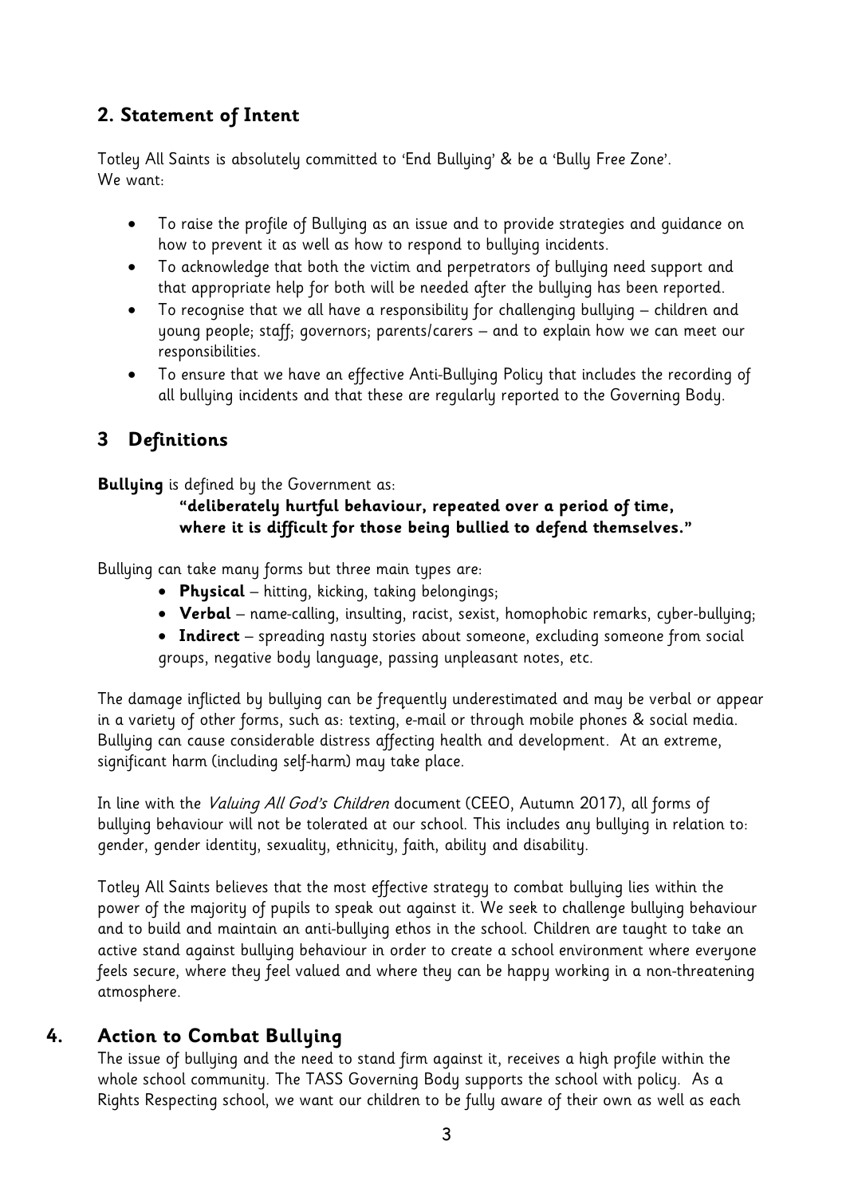## 2. Statement of Intent

Totley All Saints is absolutely committed to 'End Bullying' & be a 'Bully Free Zone'.
We want:

- To raise the profile of Bullying as an issue and to provide strategies and guidance on how to prevent it as well as how to respond to bullying incidents.
- To acknowledge that both the victim and perpetrators of bullying need support and that appropriate help for both will be needed after the bullying has been reported.
- To recognise that we all have a responsibility for challenging bullying – children and young people; staff; governors; parents/carers – and to explain how we can meet our responsibilities.
- To ensure that we have an effective Anti-Bullying Policy that includes the recording of all bullying incidents and that these are regularly reported to the Governing Body.

## 3 Definitions

**Bullying** is defined by the Government as:

> **"deliberately hurtful behaviour, repeated over a period of time, where it is difficult for those being bullied to defend themselves."**

Bullying can take many forms but three main types are:

- **Physical** – hitting, kicking, taking belongings;
- **Verbal** – name-calling, insulting, racist, sexist, homophobic remarks, cyber-bullying;
- **Indirect** – spreading nasty stories about someone, excluding someone from social groups, negative body language, passing unpleasant notes, etc.

The damage inflicted by bullying can be frequently underestimated and may be verbal or appear in a variety of other forms, such as: texting, e-mail or through mobile phones & social media. Bullying can cause considerable distress affecting health and development. At an extreme, significant harm (including self-harm) may take place.

In line with the *Valuing All God's Children* document (CEEO, Autumn 2017), all forms of bullying behaviour will not be tolerated at our school. This includes any bullying in relation to: gender, gender identity, sexuality, ethnicity, faith, ability and disability.

Totley All Saints believes that the most effective strategy to combat bullying lies within the power of the majority of pupils to speak out against it. We seek to challenge bullying behaviour and to build and maintain an anti-bullying ethos in the school. Children are taught to take an active stand against bullying behaviour in order to create a school environment where everyone feels secure, where they feel valued and where they can be happy working in a non-threatening atmosphere.

## 4. Action to Combat Bullying

The issue of bullying and the need to stand firm against it, receives a high profile within the whole school community. The TASS Governing Body supports the school with policy. As a Rights Respecting school, we want our children to be fully aware of their own as well as each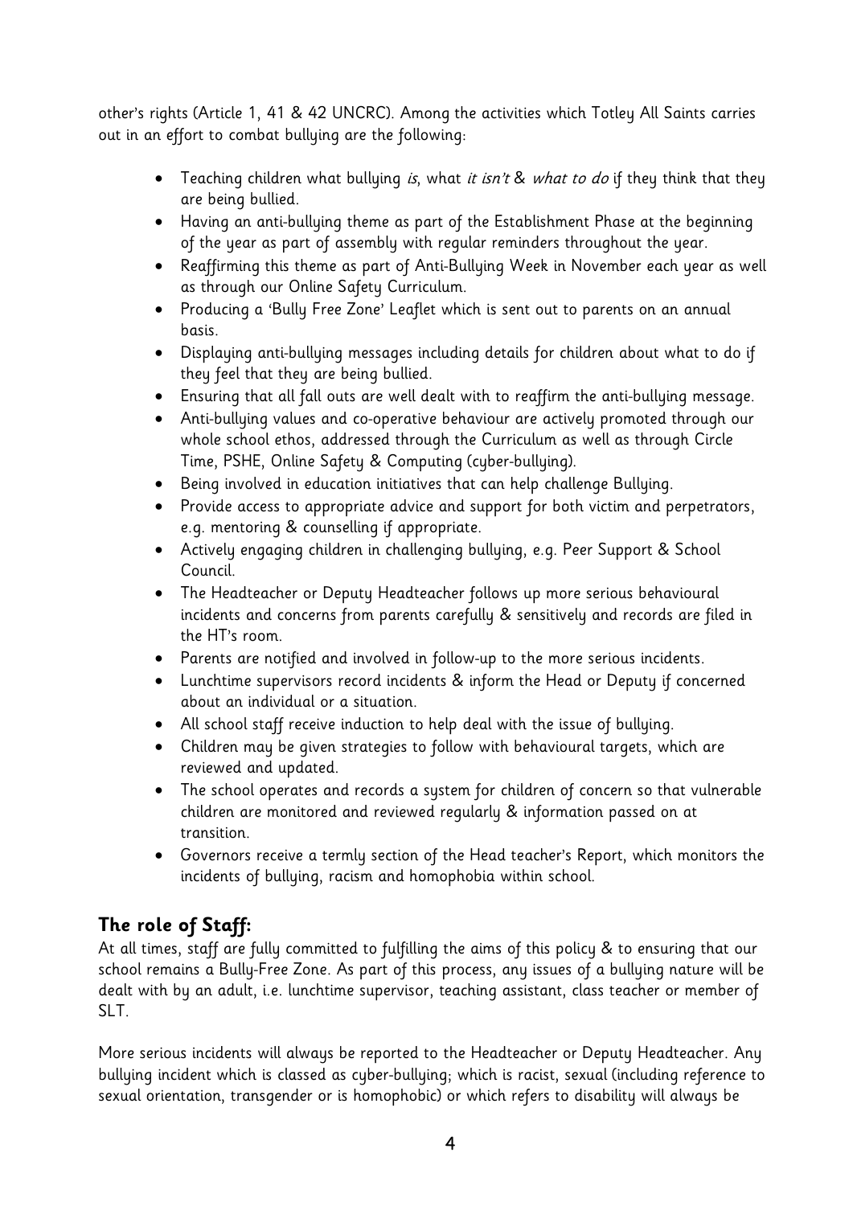other's rights (Article 1, 41 & 42 UNCRC). Among the activities which Totley All Saints carries out in an effort to combat bullying are the following:

- Teaching children what bullying *is*, what *it isn't* & *what to do* if they think that they are being bullied.
- Having an anti-bullying theme as part of the Establishment Phase at the beginning of the year as part of assembly with regular reminders throughout the year.
- Reaffirming this theme as part of Anti-Bullying Week in November each year as well as through our Online Safety Curriculum.
- Producing a 'Bully Free Zone' Leaflet which is sent out to parents on an annual basis.
- Displaying anti-bullying messages including details for children about what to do if they feel that they are being bullied.
- Ensuring that all fall outs are well dealt with to reaffirm the anti-bullying message.
- Anti-bullying values and co-operative behaviour are actively promoted through our whole school ethos, addressed through the Curriculum as well as through Circle Time, PSHE, Online Safety & Computing (cyber-bullying).
- Being involved in education initiatives that can help challenge Bullying.
- Provide access to appropriate advice and support for both victim and perpetrators, e.g. mentoring & counselling if appropriate.
- Actively engaging children in challenging bullying, e.g. Peer Support & School Council.
- The Headteacher or Deputy Headteacher follows up more serious behavioural incidents and concerns from parents carefully & sensitively and records are filed in the HT's room.
- Parents are notified and involved in follow-up to the more serious incidents.
- Lunchtime supervisors record incidents & inform the Head or Deputy if concerned about an individual or a situation.
- All school staff receive induction to help deal with the issue of bullying.
- Children may be given strategies to follow with behavioural targets, which are reviewed and updated.
- The school operates and records a system for children of concern so that vulnerable children are monitored and reviewed regularly & information passed on at transition.
- Governors receive a termly section of the Head teacher's Report, which monitors the incidents of bullying, racism and homophobia within school.

## The role of Staff:

At all times, staff are fully committed to fulfilling the aims of this policy & to ensuring that our school remains a Bully-Free Zone. As part of this process, any issues of a bullying nature will be dealt with by an adult, i.e. lunchtime supervisor, teaching assistant, class teacher or member of SLT.

More serious incidents will always be reported to the Headteacher or Deputy Headteacher. Any bullying incident which is classed as cyber-bullying; which is racist, sexual (including reference to sexual orientation, transgender or is homophobic) or which refers to disability will always be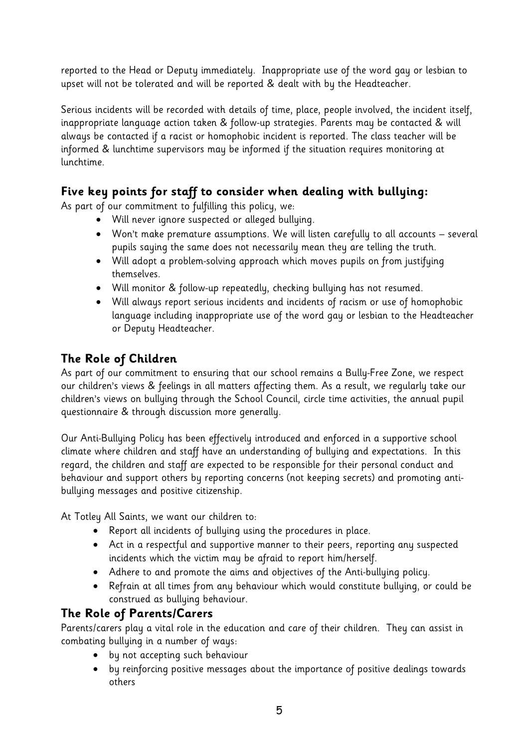reported to the Head or Deputy immediately. Inappropriate use of the word gay or lesbian to upset will not be tolerated and will be reported & dealt with by the Headteacher.

Serious incidents will be recorded with details of time, place, people involved, the incident itself, inappropriate language action taken & follow-up strategies. Parents may be contacted & will always be contacted if a racist or homophobic incident is reported. The class teacher will be informed & lunchtime supervisors may be informed if the situation requires monitoring at lunchtime.

## Five key points for staff to consider when dealing with bullying:

As part of our commitment to fulfilling this policy, we:

- Will never ignore suspected or alleged bullying.
- Won't make premature assumptions. We will listen carefully to all accounts – several pupils saying the same does not necessarily mean they are telling the truth.
- Will adopt a problem-solving approach which moves pupils on from justifying themselves.
- Will monitor & follow-up repeatedly, checking bullying has not resumed.
- Will always report serious incidents and incidents of racism or use of homophobic language including inappropriate use of the word gay or lesbian to the Headteacher or Deputy Headteacher.

## The Role of Children

As part of our commitment to ensuring that our school remains a Bully-Free Zone, we respect our children's views & feelings in all matters affecting them. As a result, we regularly take our children's views on bullying through the School Council, circle time activities, the annual pupil questionnaire & through discussion more generally.

Our Anti-Bullying Policy has been effectively introduced and enforced in a supportive school climate where children and staff have an understanding of bullying and expectations. In this regard, the children and staff are expected to be responsible for their personal conduct and behaviour and support others by reporting concerns (not keeping secrets) and promoting anti-bullying messages and positive citizenship.

At Totley All Saints, we want our children to:

- Report all incidents of bullying using the procedures in place.
- Act in a respectful and supportive manner to their peers, reporting any suspected incidents which the victim may be afraid to report him/herself.
- Adhere to and promote the aims and objectives of the Anti-bullying policy.
- Refrain at all times from any behaviour which would constitute bullying, or could be construed as bullying behaviour.

## The Role of Parents/Carers

Parents/carers play a vital role in the education and care of their children. They can assist in combating bullying in a number of ways:

- by not accepting such behaviour
- by reinforcing positive messages about the importance of positive dealings towards others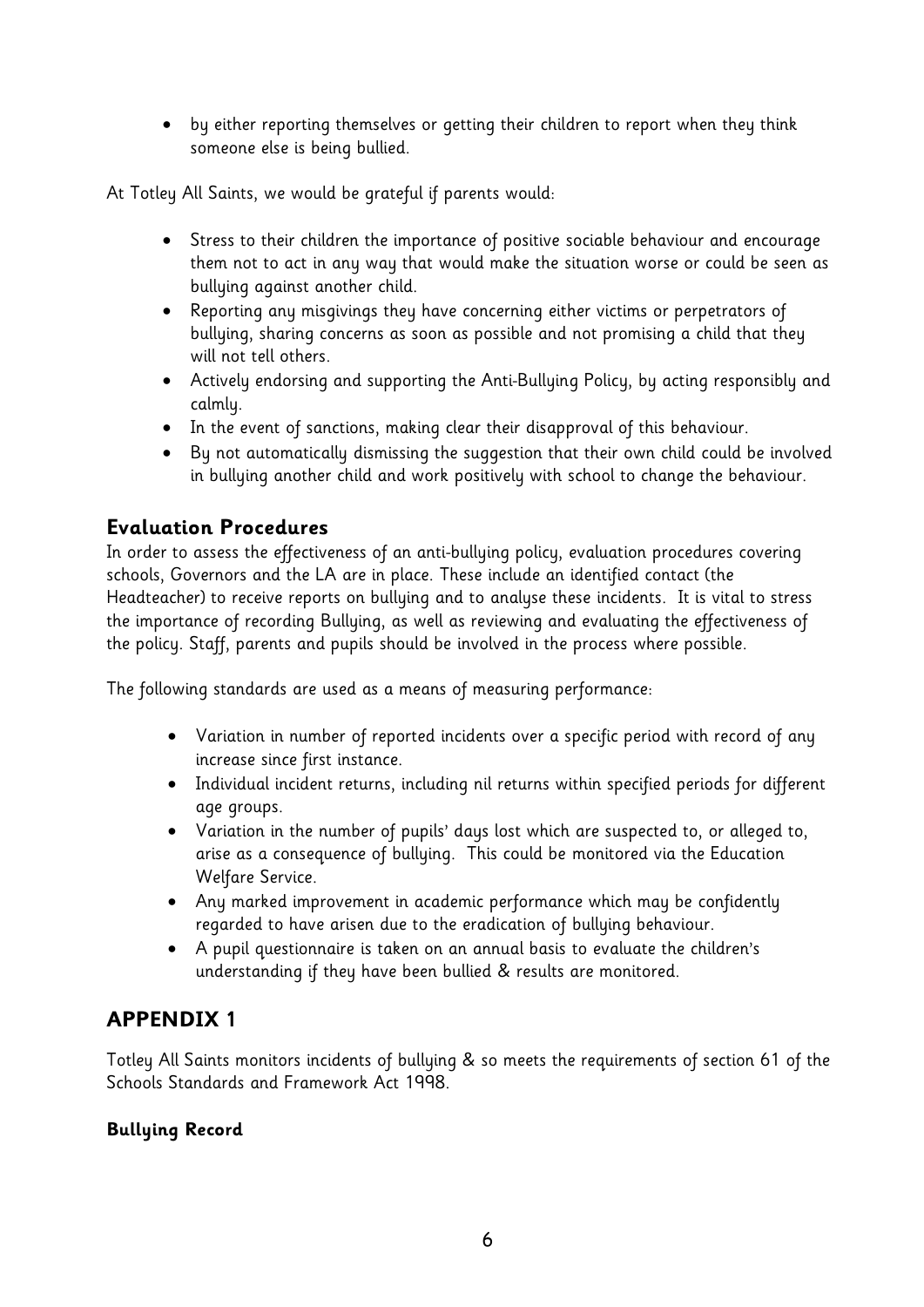- by either reporting themselves or getting their children to report when they think someone else is being bullied.

At Totley All Saints, we would be grateful if parents would:

- Stress to their children the importance of positive sociable behaviour and encourage them not to act in any way that would make the situation worse or could be seen as bullying against another child.
- Reporting any misgivings they have concerning either victims or perpetrators of bullying, sharing concerns as soon as possible and not promising a child that they will not tell others.
- Actively endorsing and supporting the Anti-Bullying Policy, by acting responsibly and calmly.
- In the event of sanctions, making clear their disapproval of this behaviour.
- By not automatically dismissing the suggestion that their own child could be involved in bullying another child and work positively with school to change the behaviour.

## Evaluation Procedures

In order to assess the effectiveness of an anti-bullying policy, evaluation procedures covering schools, Governors and the LA are in place. These include an identified contact (the Headteacher) to receive reports on bullying and to analyse these incidents. It is vital to stress the importance of recording Bullying, as well as reviewing and evaluating the effectiveness of the policy. Staff, parents and pupils should be involved in the process where possible.

The following standards are used as a means of measuring performance:

- Variation in number of reported incidents over a specific period with record of any increase since first instance.
- Individual incident returns, including nil returns within specified periods for different age groups.
- Variation in the number of pupils' days lost which are suspected to, or alleged to, arise as a consequence of bullying. This could be monitored via the Education Welfare Service.
- Any marked improvement in academic performance which may be confidently regarded to have arisen due to the eradication of bullying behaviour.
- A pupil questionnaire is taken on an annual basis to evaluate the children's understanding if they have been bullied & results are monitored.

# APPENDIX 1

Totley All Saints monitors incidents of bullying & so meets the requirements of section 61 of the Schools Standards and Framework Act 1998.

**Bullying Record**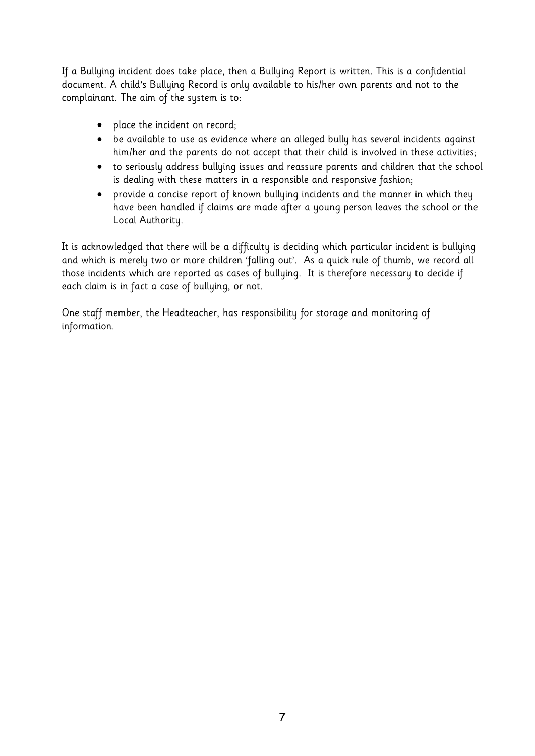If a Bullying incident does take place, then a Bullying Report is written. This is a confidential document. A child's Bullying Record is only available to his/her own parents and not to the complainant. The aim of the system is to:

- place the incident on record;
- be available to use as evidence where an alleged bully has several incidents against him/her and the parents do not accept that their child is involved in these activities;
- to seriously address bullying issues and reassure parents and children that the school is dealing with these matters in a responsible and responsive fashion;
- provide a concise report of known bullying incidents and the manner in which they have been handled if claims are made after a young person leaves the school or the Local Authority.

It is acknowledged that there will be a difficulty is deciding which particular incident is bullying and which is merely two or more children 'falling out'. As a quick rule of thumb, we record all those incidents which are reported as cases of bullying. It is therefore necessary to decide if each claim is in fact a case of bullying, or not.

One staff member, the Headteacher, has responsibility for storage and monitoring of information.